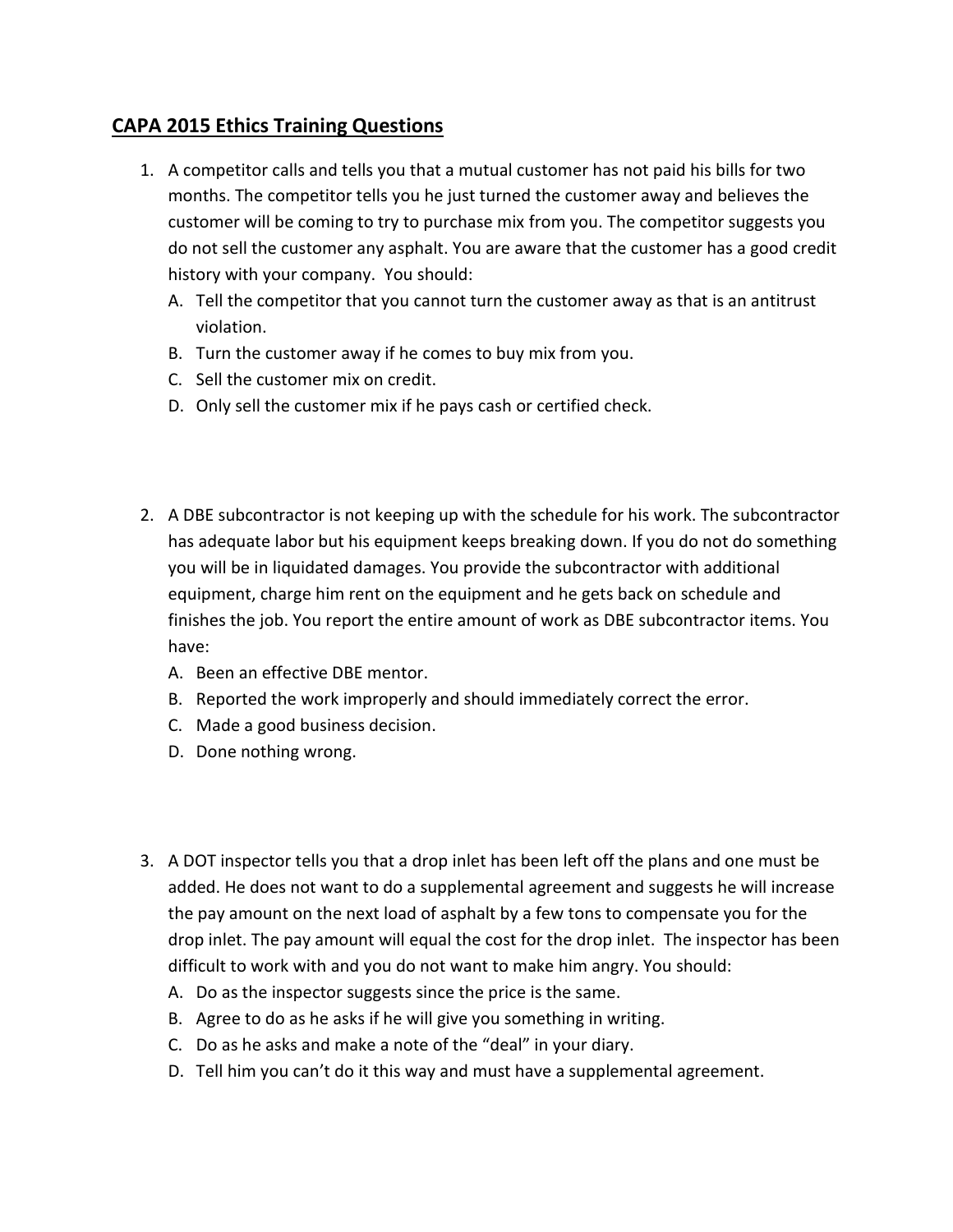## CAPA 2015 Ethics Training Questions

1. A competitor calls and tells you that a mutual customer has not paid his bills for two months. The competitor tells you he just turned the customer away and believes the customer will be coming to try to purchase mix from you. The competitor suggests you do not sell the customer any asphalt. You are aware that the customer has a good credit history with your company. You should:
   A. Tell the competitor that you cannot turn the customer away as that is an antitrust violation.
   B. Turn the customer away if he comes to buy mix from you.
   C. Sell the customer mix on credit.
   D. Only sell the customer mix if he pays cash or certified check.

2. A DBE subcontractor is not keeping up with the schedule for his work. The subcontractor has adequate labor but his equipment keeps breaking down. If you do not do something you will be in liquidated damages. You provide the subcontractor with additional equipment, charge him rent on the equipment and he gets back on schedule and finishes the job. You report the entire amount of work as DBE subcontractor items. You have:
   A. Been an effective DBE mentor.
   B. Reported the work improperly and should immediately correct the error.
   C. Made a good business decision.
   D. Done nothing wrong.

3. A DOT inspector tells you that a drop inlet has been left off the plans and one must be added. He does not want to do a supplemental agreement and suggests he will increase the pay amount on the next load of asphalt by a few tons to compensate you for the drop inlet. The pay amount will equal the cost for the drop inlet. The inspector has been difficult to work with and you do not want to make him angry. You should:
   A. Do as the inspector suggests since the price is the same.
   B. Agree to do as he asks if he will give you something in writing.
   C. Do as he asks and make a note of the "deal" in your diary.
   D. Tell him you can't do it this way and must have a supplemental agreement.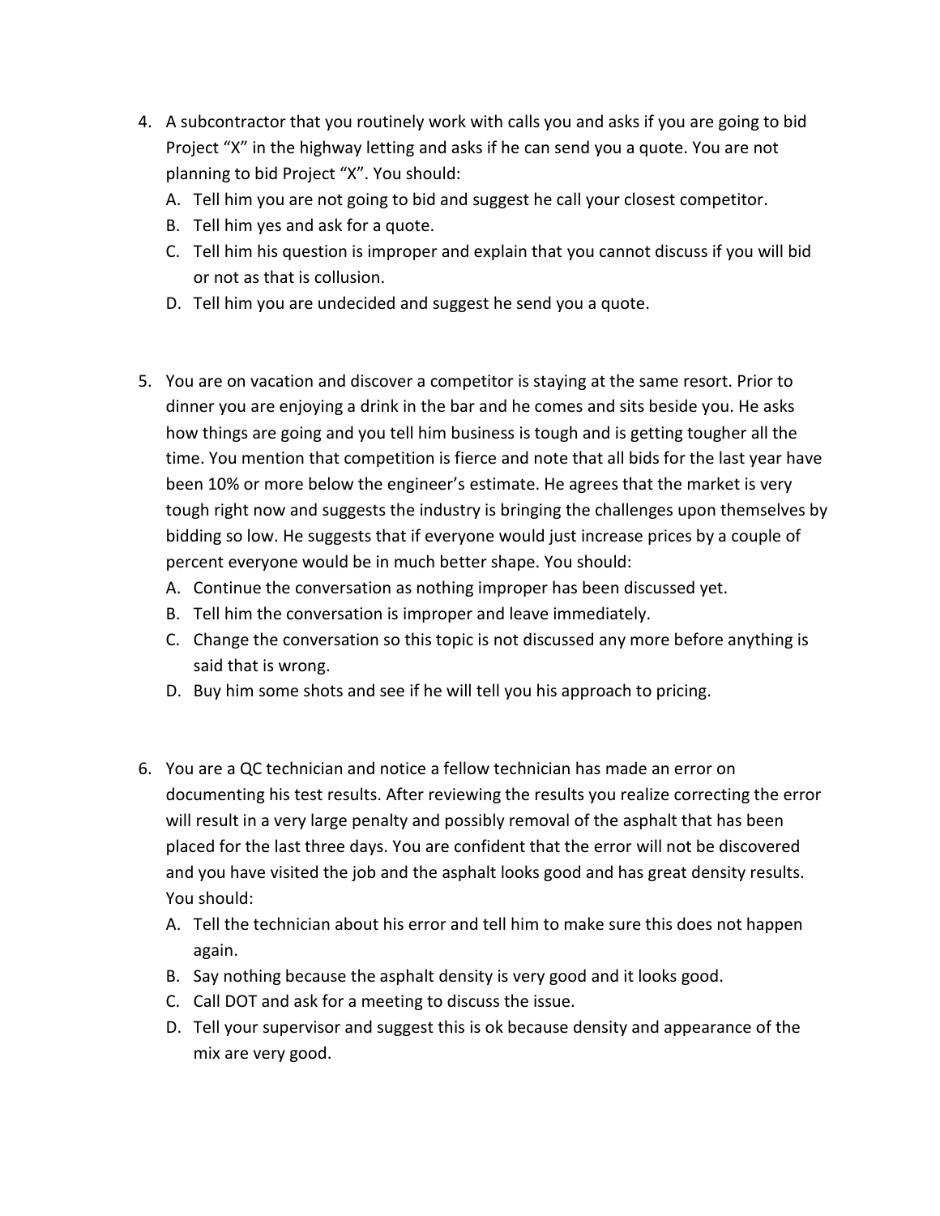4. A subcontractor that you routinely work with calls you and asks if you are going to bid Project "X" in the highway letting and asks if he can send you a quote. You are not planning to bid Project "X". You should:
   A. Tell him you are not going to bid and suggest he call your closest competitor.
   B. Tell him yes and ask for a quote.
   C. Tell him his question is improper and explain that you cannot discuss if you will bid or not as that is collusion.
   D. Tell him you are undecided and suggest he send you a quote.

5. You are on vacation and discover a competitor is staying at the same resort. Prior to dinner you are enjoying a drink in the bar and he comes and sits beside you. He asks how things are going and you tell him business is tough and is getting tougher all the time. You mention that competition is fierce and note that all bids for the last year have been 10% or more below the engineer's estimate. He agrees that the market is very tough right now and suggests the industry is bringing the challenges upon themselves by bidding so low. He suggests that if everyone would just increase prices by a couple of percent everyone would be in much better shape. You should:
   A. Continue the conversation as nothing improper has been discussed yet.
   B. Tell him the conversation is improper and leave immediately.
   C. Change the conversation so this topic is not discussed any more before anything is said that is wrong.
   D. Buy him some shots and see if he will tell you his approach to pricing.

6. You are a QC technician and notice a fellow technician has made an error on documenting his test results. After reviewing the results you realize correcting the error will result in a very large penalty and possibly removal of the asphalt that has been placed for the last three days. You are confident that the error will not be discovered and you have visited the job and the asphalt looks good and has great density results. You should:
   A. Tell the technician about his error and tell him to make sure this does not happen again.
   B. Say nothing because the asphalt density is very good and it looks good.
   C. Call DOT and ask for a meeting to discuss the issue.
   D. Tell your supervisor and suggest this is ok because density and appearance of the mix are very good.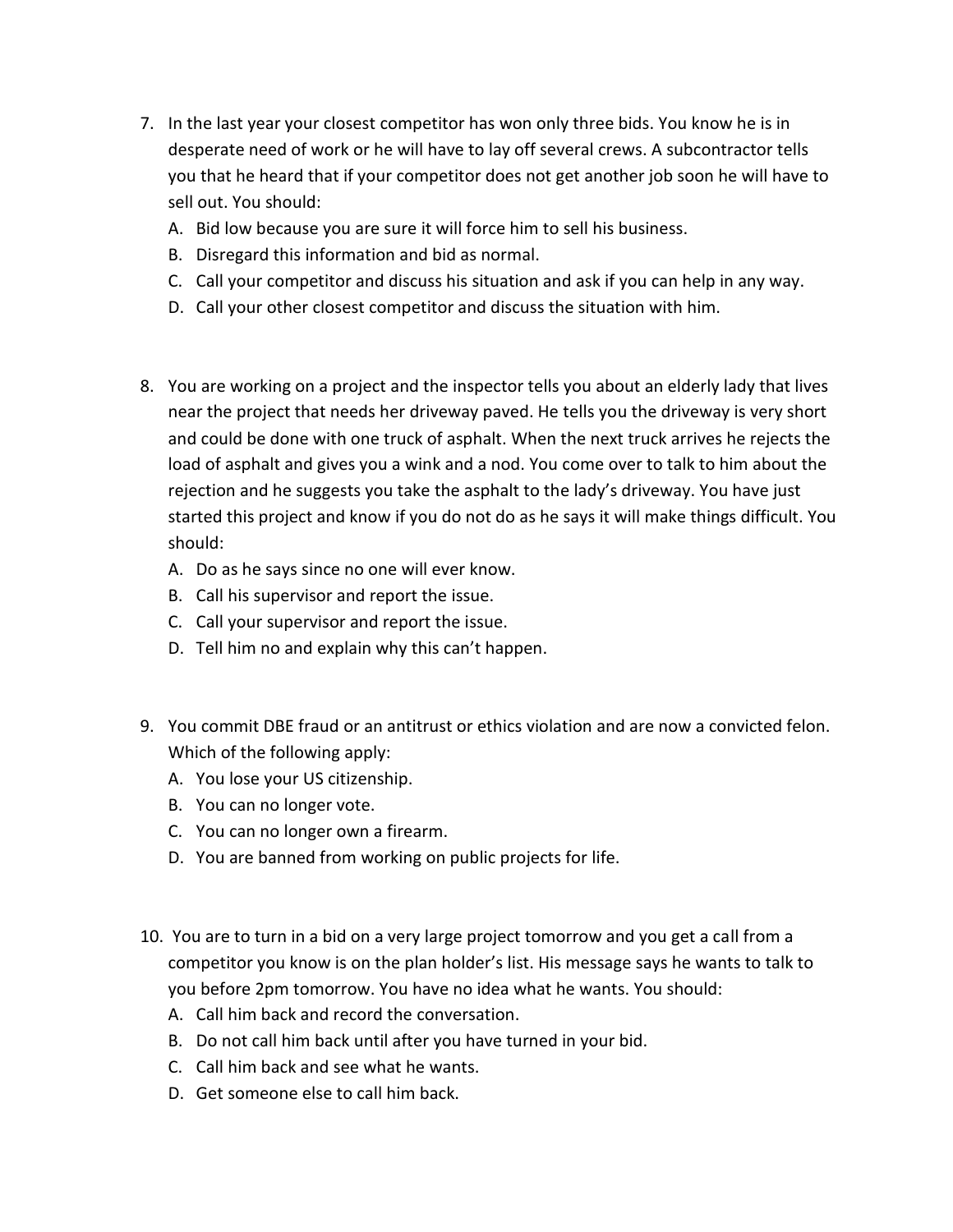7. In the last year your closest competitor has won only three bids. You know he is in desperate need of work or he will have to lay off several crews. A subcontractor tells you that he heard that if your competitor does not get another job soon he will have to sell out. You should:
   A. Bid low because you are sure it will force him to sell his business.
   B. Disregard this information and bid as normal.
   C. Call your competitor and discuss his situation and ask if you can help in any way.
   D. Call your other closest competitor and discuss the situation with him.

8. You are working on a project and the inspector tells you about an elderly lady that lives near the project that needs her driveway paved. He tells you the driveway is very short and could be done with one truck of asphalt. When the next truck arrives he rejects the load of asphalt and gives you a wink and a nod. You come over to talk to him about the rejection and he suggests you take the asphalt to the lady's driveway. You have just started this project and know if you do not do as he says it will make things difficult. You should:
   A. Do as he says since no one will ever know.
   B. Call his supervisor and report the issue.
   C. Call your supervisor and report the issue.
   D. Tell him no and explain why this can't happen.

9. You commit DBE fraud or an antitrust or ethics violation and are now a convicted felon. Which of the following apply:
   A. You lose your US citizenship.
   B. You can no longer vote.
   C. You can no longer own a firearm.
   D. You are banned from working on public projects for life.

10. You are to turn in a bid on a very large project tomorrow and you get a call from a competitor you know is on the plan holder's list. His message says he wants to talk to you before 2pm tomorrow. You have no idea what he wants. You should:
    A. Call him back and record the conversation.
    B. Do not call him back until after you have turned in your bid.
    C. Call him back and see what he wants.
    D. Get someone else to call him back.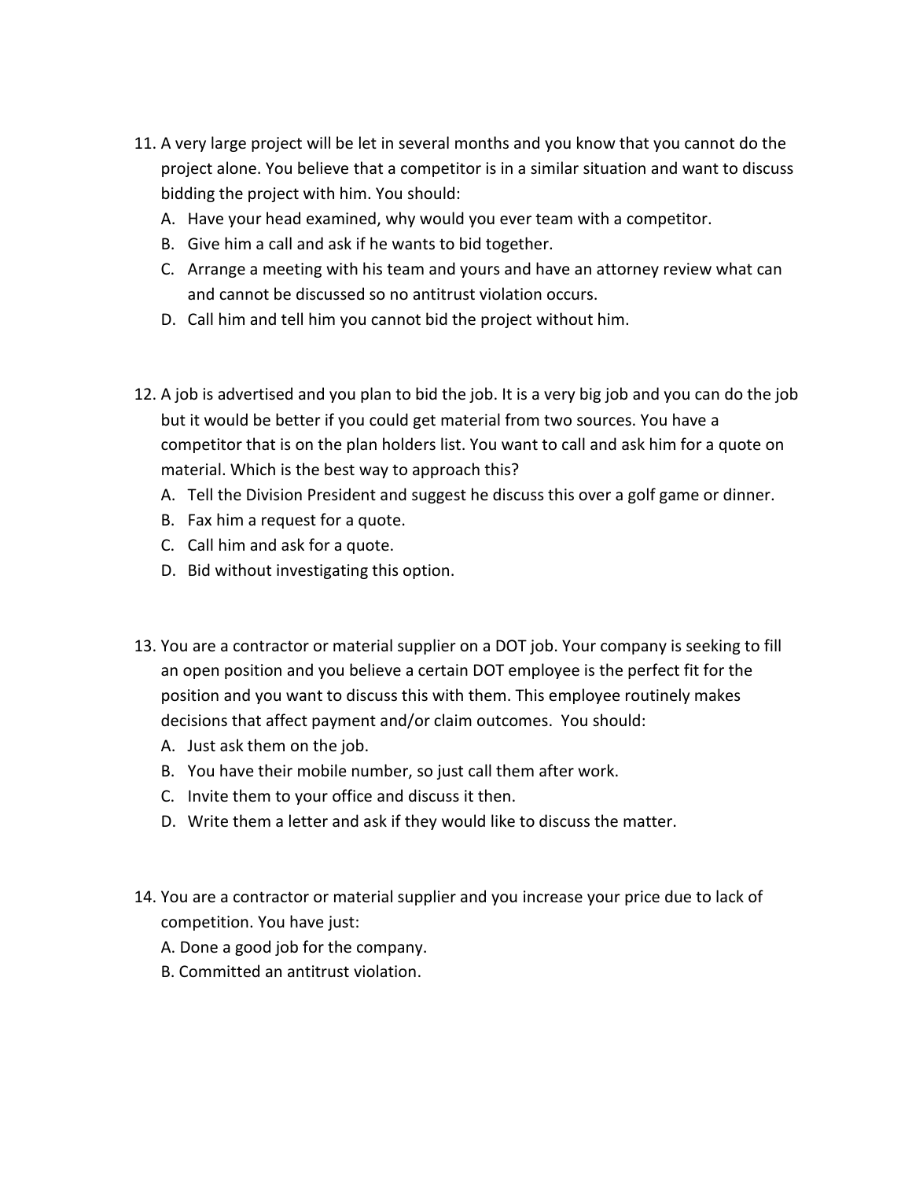11. A very large project will be let in several months and you know that you cannot do the project alone. You believe that a competitor is in a similar situation and want to discuss bidding the project with him. You should:
    A. Have your head examined, why would you ever team with a competitor.
    B. Give him a call and ask if he wants to bid together.
    C. Arrange a meeting with his team and yours and have an attorney review what can and cannot be discussed so no antitrust violation occurs.
    D. Call him and tell him you cannot bid the project without him.

12. A job is advertised and you plan to bid the job. It is a very big job and you can do the job but it would be better if you could get material from two sources. You have a competitor that is on the plan holders list. You want to call and ask him for a quote on material. Which is the best way to approach this?
    A. Tell the Division President and suggest he discuss this over a golf game or dinner.
    B. Fax him a request for a quote.
    C. Call him and ask for a quote.
    D. Bid without investigating this option.

13. You are a contractor or material supplier on a DOT job. Your company is seeking to fill an open position and you believe a certain DOT employee is the perfect fit for the position and you want to discuss this with them. This employee routinely makes decisions that affect payment and/or claim outcomes. You should:
    A. Just ask them on the job.
    B. You have their mobile number, so just call them after work.
    C. Invite them to your office and discuss it then.
    D. Write them a letter and ask if they would like to discuss the matter.

14. You are a contractor or material supplier and you increase your price due to lack of competition. You have just:
    A. Done a good job for the company.
    B. Committed an antitrust violation.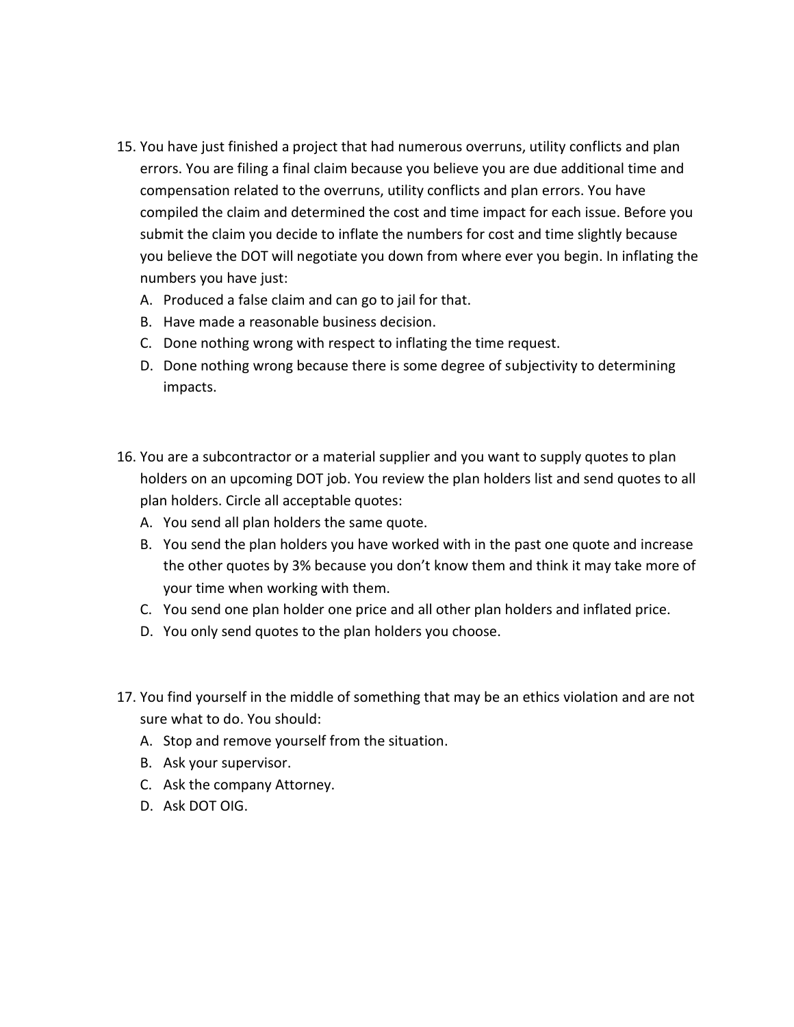15. You have just finished a project that had numerous overruns, utility conflicts and plan errors. You are filing a final claim because you believe you are due additional time and compensation related to the overruns, utility conflicts and plan errors. You have compiled the claim and determined the cost and time impact for each issue. Before you submit the claim you decide to inflate the numbers for cost and time slightly because you believe the DOT will negotiate you down from where ever you begin. In inflating the numbers you have just:
    A. Produced a false claim and can go to jail for that.
    B. Have made a reasonable business decision.
    C. Done nothing wrong with respect to inflating the time request.
    D. Done nothing wrong because there is some degree of subjectivity to determining impacts.

16. You are a subcontractor or a material supplier and you want to supply quotes to plan holders on an upcoming DOT job. You review the plan holders list and send quotes to all plan holders. Circle all acceptable quotes:
    A. You send all plan holders the same quote.
    B. You send the plan holders you have worked with in the past one quote and increase the other quotes by 3% because you don't know them and think it may take more of your time when working with them.
    C. You send one plan holder one price and all other plan holders and inflated price.
    D. You only send quotes to the plan holders you choose.

17. You find yourself in the middle of something that may be an ethics violation and are not sure what to do. You should:
    A. Stop and remove yourself from the situation.
    B. Ask your supervisor.
    C. Ask the company Attorney.
    D. Ask DOT OIG.